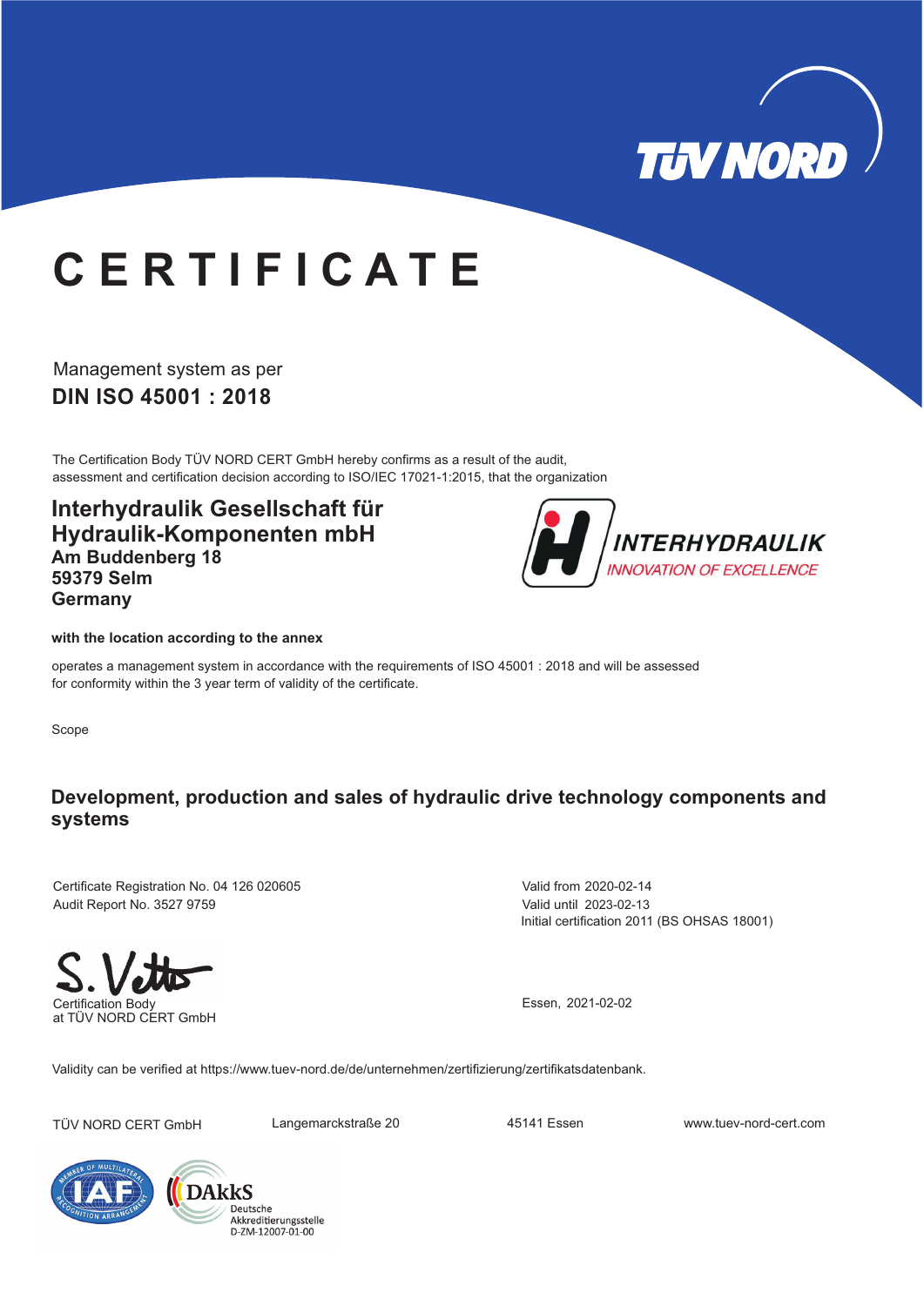# CERTIFICATE

Management system as per

**DIN ISO 45001 : 2018**

The Certification Body TÜV NORD CERT GmbH hereby confirms as a result of the audit, assessment and certification decision according to ISO/IEC 17021-1:2015, that the organization

**Interhydraulik Gesellschaft für Hydraulik-Komponenten mbH**
**Am Buddenberg 18**
**59379 Selm**
**Germany**

INTERHYDRAULIK
INNOVATION OF EXCELLENCE

**with the location according to the annex**

operates a management system in accordance with the requirements of ISO 45001 : 2018 and will be assessed for conformity within the 3 year term of validity of the certificate.

Scope

**Development, production and sales of hydraulic drive technology components and systems**

Certificate Registration No. 04 126 020605
Audit Report No. 3527 9759

Valid from 2020-02-14
Valid until 2023-02-13
Initial certification 2011 (BS OHSAS 18001)

Certification Body
at TÜV NORD CERT GmbH

Essen, 2021-02-02

Validity can be verified at https://www.tuev-nord.de/de/unternehmen/zertifizierung/zertifikatsdatenbank.

TÜV NORD CERT GmbH | Langemarckstraße 20 | 45141 Essen | www.tuev-nord-cert.com

DAkkS Deutsche Akkreditierungsstelle D-ZM-12007-01-00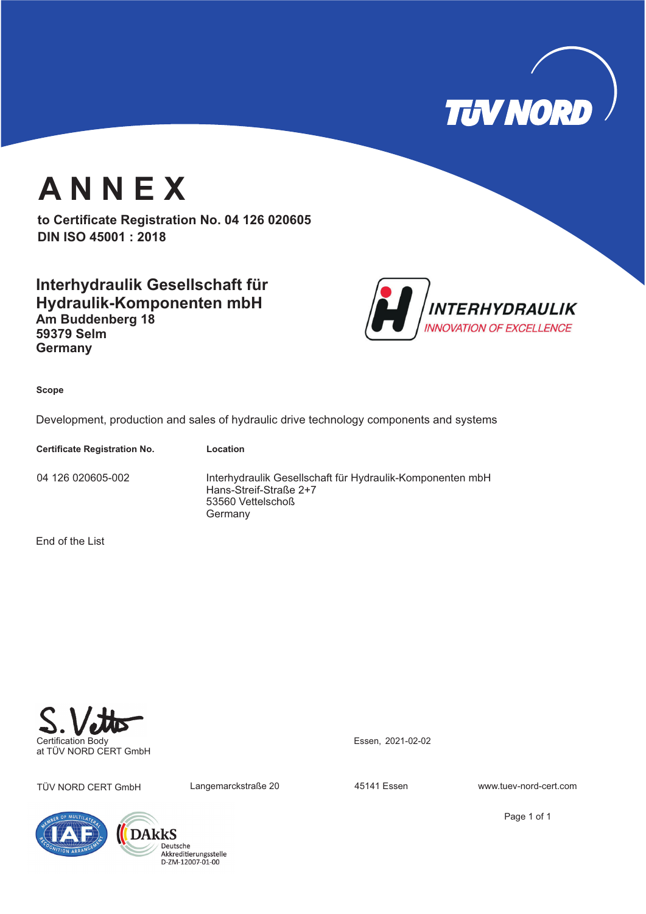# ANNEX

**to Certificate Registration No. 04 126 020605**
**DIN ISO 45001 : 2018**

## Interhydraulik Gesellschaft für Hydraulik-Komponenten mbH

**Am Buddenberg 18**
**59379 Selm**
**Germany**

INTERHYDRAULIK
INNOVATION OF EXCELLENCE

**Scope**

Development, production and sales of hydraulic drive technology components and systems

| Certificate Registration No. | Location |
|---|---|
| 04 126 020605-002 | Interhydraulik Gesellschaft für Hydraulik-Komponenten mbH<br>Hans-Streif-Straße 2+7<br>53560 Vettelschoß<br>Germany |

End of the List

Certification Body
at TÜV NORD CERT GmbH

Essen, 2021-02-02

TÜV NORD CERT GmbH Langemarckstraße 20 45141 Essen www.tuev-nord-cert.com

DAkkS
Deutsche
Akkreditierungsstelle
D-ZM-12007-01-00